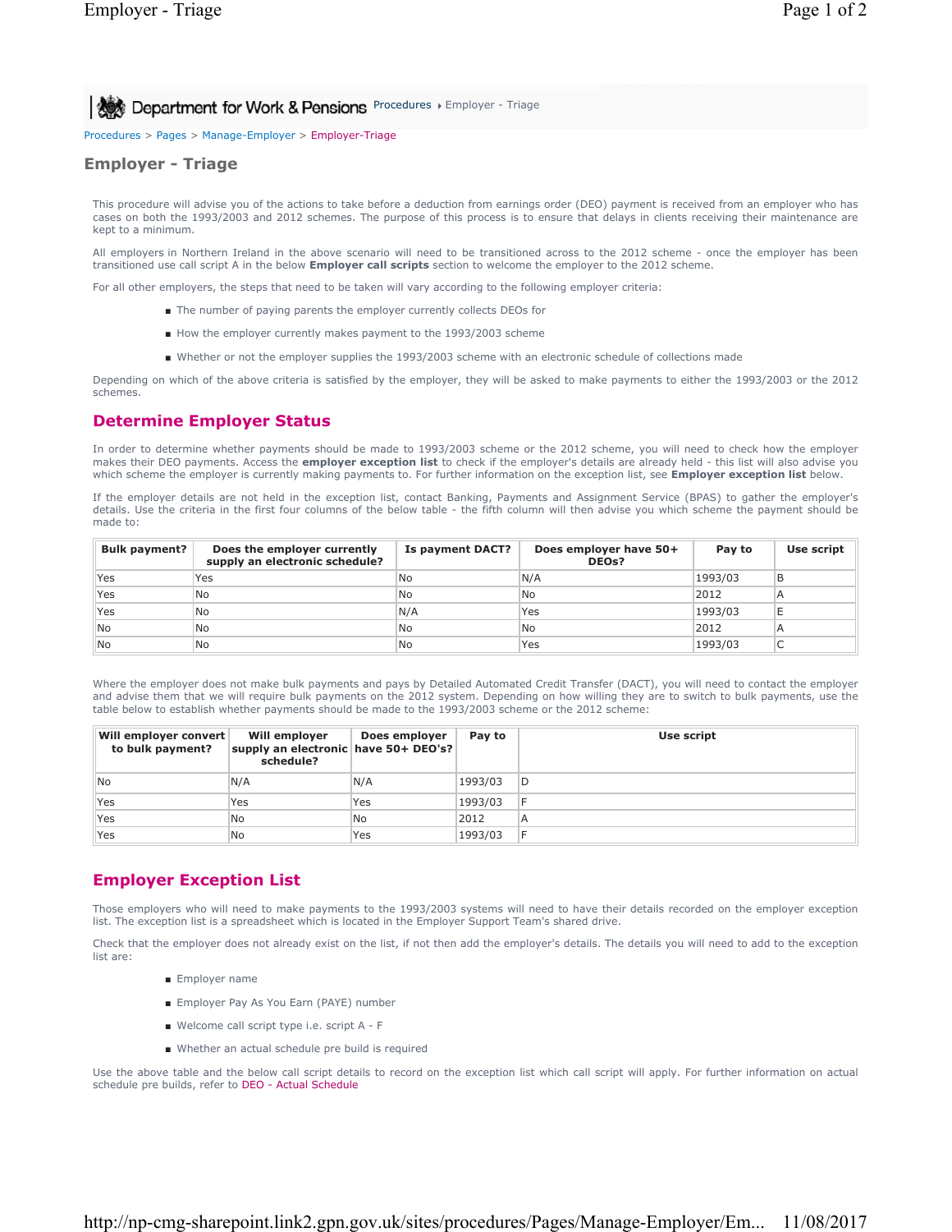Procedures > Employer - Triage

Procedures > Pages > Manage-Employer > Employer-Triage

# Employer - Triage

This procedure will advise you of the actions to take before a deduction from earnings order (DEO) payment is received from an employer who has cases on both the 1993/2003 and 2012 schemes. The purpose of this process is to ensure that delays in clients receiving their maintenance are kept to a minimum.

All employers in Northern Ireland in the above scenario will need to be transitioned across to the 2012 scheme - once the employer has been transitioned use call script A in the below **Employer call scripts** section to welcome the employer to the 2012 scheme.

For all other employers, the steps that need to be taken will vary according to the following employer criteria:

- The number of paying parents the employer currently collects DEOs for
- How the employer currently makes payment to the 1993/2003 scheme
- Whether or not the employer supplies the 1993/2003 scheme with an electronic schedule of collections made

Depending on which of the above criteria is satisfied by the employer, they will be asked to make payments to either the 1993/2003 or the 2012 schemes.

## Determine Employer Status

In order to determine whether payments should be made to 1993/2003 scheme or the 2012 scheme, you will need to check how the employer makes their DEO payments. Access the **employer exception list** to check if the employer's details are already held - this list will also advise you which scheme the employer is currently making payments to. For further information on the exception list, see **Employer exception list** below.

If the employer details are not held in the exception list, contact Banking, Payments and Assignment Service (BPAS) to gather the employer's details. Use the criteria in the first four columns of the below table - the fifth column will then advise you which scheme the payment should be made to:

| Bulk payment? | Does the employer currently supply an electronic schedule? | Is payment DACT? | Does employer have 50+ DEOs? | Pay to | Use script |
|---|---|---|---|---|---|
| Yes | Yes | No | N/A | 1993/03 | B |
| Yes | No | No | No | 2012 | A |
| Yes | No | N/A | Yes | 1993/03 | E |
| No | No | No | No | 2012 | A |
| No | No | No | Yes | 1993/03 | C |

Where the employer does not make bulk payments and pays by Detailed Automated Credit Transfer (DACT), you will need to contact the employer and advise them that we will require bulk payments on the 2012 system. Depending on how willing they are to switch to bulk payments, use the table below to establish whether payments should be made to the 1993/2003 scheme or the 2012 scheme:

| Will employer convert to bulk payment? | Will employer supply an electronic schedule? | Does employer have 50+ DEO's? | Pay to | Use script |
|---|---|---|---|---|
| No | N/A | N/A | 1993/03 | D |
| Yes | Yes | Yes | 1993/03 | F |
| Yes | No | No | 2012 | A |
| Yes | No | Yes | 1993/03 | F |

## Employer Exception List

Those employers who will need to make payments to the 1993/2003 systems will need to have their details recorded on the employer exception list. The exception list is a spreadsheet which is located in the Employer Support Team's shared drive.

Check that the employer does not already exist on the list, if not then add the employer's details. The details you will need to add to the exception list are:

- Employer name
- Employer Pay As You Earn (PAYE) number
- Welcome call script type i.e. script A - F
- Whether an actual schedule pre build is required

Use the above table and the below call script details to record on the exception list which call script will apply. For further information on actual schedule pre builds, refer to DEO - Actual Schedule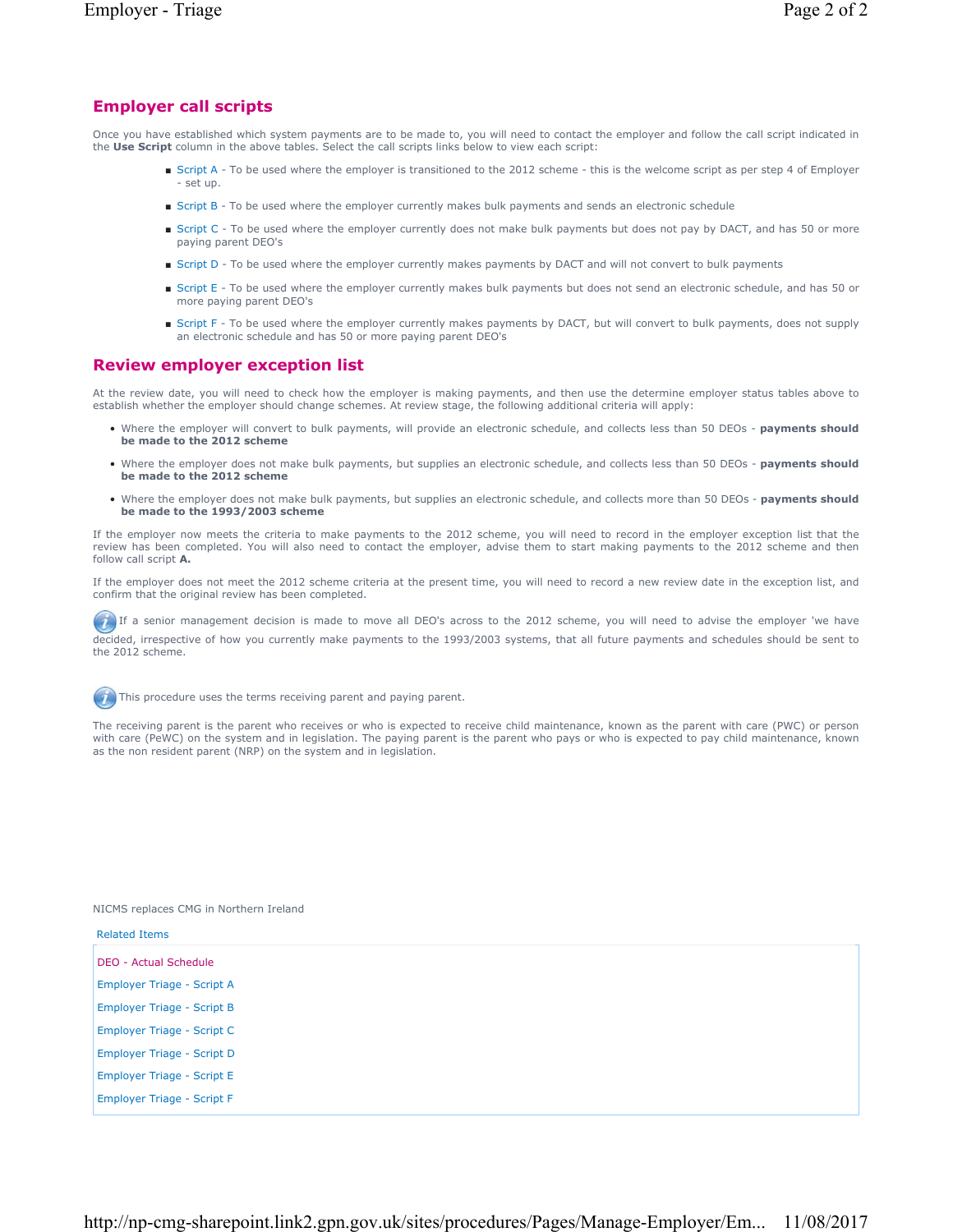## Employer call scripts

Once you have established which system payments are to be made to, you will need to contact the employer and follow the call script indicated in the **Use Script** column in the above tables. Select the call scripts links below to view each script:

- Script A - To be used where the employer is transitioned to the 2012 scheme - this is the welcome script as per step 4 of Employer - set up.
- Script B - To be used where the employer currently makes bulk payments and sends an electronic schedule
- Script C - To be used where the employer currently does not make bulk payments but does not pay by DACT, and has 50 or more paying parent DEO's
- Script D - To be used where the employer currently makes payments by DACT and will not convert to bulk payments
- Script E - To be used where the employer currently makes bulk payments but does not send an electronic schedule, and has 50 or more paying parent DEO's
- Script F - To be used where the employer currently makes payments by DACT, but will convert to bulk payments, does not supply an electronic schedule and has 50 or more paying parent DEO's

## Review employer exception list

At the review date, you will need to check how the employer is making payments, and then use the determine employer status tables above to establish whether the employer should change schemes. At review stage, the following additional criteria will apply:

- Where the employer will convert to bulk payments, will provide an electronic schedule, and collects less than 50 DEOs - **payments should be made to the 2012 scheme**
- Where the employer does not make bulk payments, but supplies an electronic schedule, and collects less than 50 DEOs - **payments should be made to the 2012 scheme**
- Where the employer does not make bulk payments, but supplies an electronic schedule, and collects more than 50 DEOs - **payments should be made to the 1993/2003 scheme**

If the employer now meets the criteria to make payments to the 2012 scheme, you will need to record in the employer exception list that the review has been completed. You will also need to contact the employer, advise them to start making payments to the 2012 scheme and then follow call script **A.**

If the employer does not meet the 2012 scheme criteria at the present time, you will need to record a new review date in the exception list, and confirm that the original review has been completed.

If a senior management decision is made to move all DEO's across to the 2012 scheme, you will need to advise the employer 'we have decided, irrespective of how you currently make payments to the 1993/2003 systems, that all future payments and schedules should be sent to the 2012 scheme.

This procedure uses the terms receiving parent and paying parent.

The receiving parent is the parent who receives or who is expected to receive child maintenance, known as the parent with care (PWC) or person with care (PeWC) on the system and in legislation. The paying parent is the parent who pays or who is expected to pay child maintenance, known as the non resident parent (NRP) on the system and in legislation.

NICMS replaces CMG in Northern Ireland

Related Items

- DEO - Actual Schedule
- Employer Triage - Script A
- Employer Triage - Script B
- Employer Triage - Script C
- Employer Triage - Script D
- Employer Triage - Script E
- Employer Triage - Script F